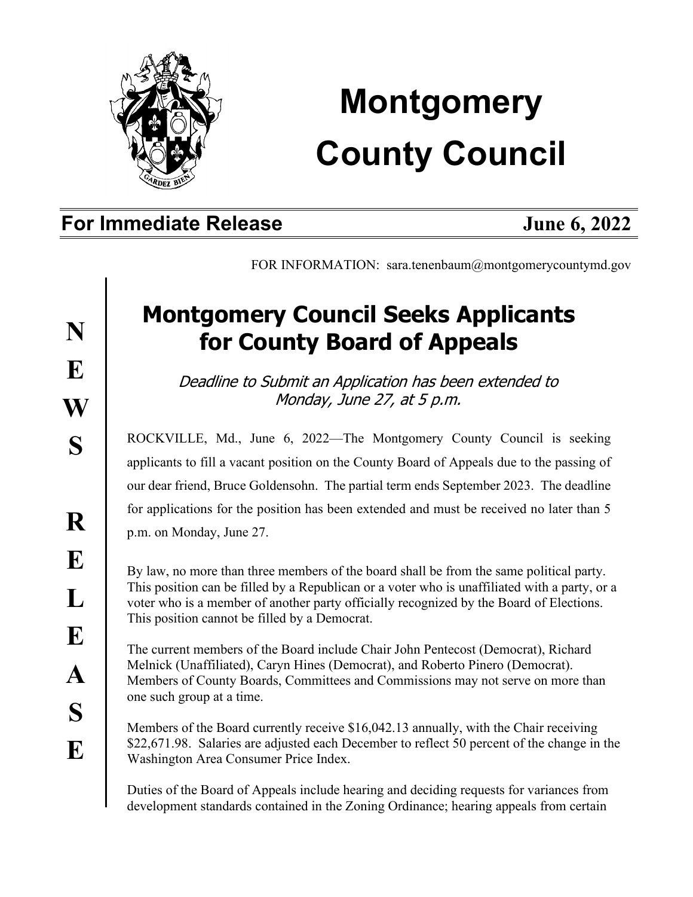# Montgomery County Council

**For Immediate Release** **June 6, 2022**

FOR INFORMATION: sara.tenenbaum@montgomerycountymd.gov

**NEWS RELEASE**

## Montgomery Council Seeks Applicants for County Board of Appeals

*Deadline to Submit an Application has been extended to Monday, June 27, at 5 p.m.*

ROCKVILLE, Md., June 6, 2022—The Montgomery County Council is seeking applicants to fill a vacant position on the County Board of Appeals due to the passing of our dear friend, Bruce Goldensohn. The partial term ends September 2023. The deadline for applications for the position has been extended and must be received no later than 5 p.m. on Monday, June 27.

By law, no more than three members of the board shall be from the same political party. This position can be filled by a Republican or a voter who is unaffiliated with a party, or a voter who is a member of another party officially recognized by the Board of Elections. This position cannot be filled by a Democrat.

The current members of the Board include Chair John Pentecost (Democrat), Richard Melnick (Unaffiliated), Caryn Hines (Democrat), and Roberto Pinero (Democrat). Members of County Boards, Committees and Commissions may not serve on more than one such group at a time.

Members of the Board currently receive $16,042.13 annually, with the Chair receiving $22,671.98. Salaries are adjusted each December to reflect 50 percent of the change in the Washington Area Consumer Price Index.

Duties of the Board of Appeals include hearing and deciding requests for variances from development standards contained in the Zoning Ordinance; hearing appeals from certain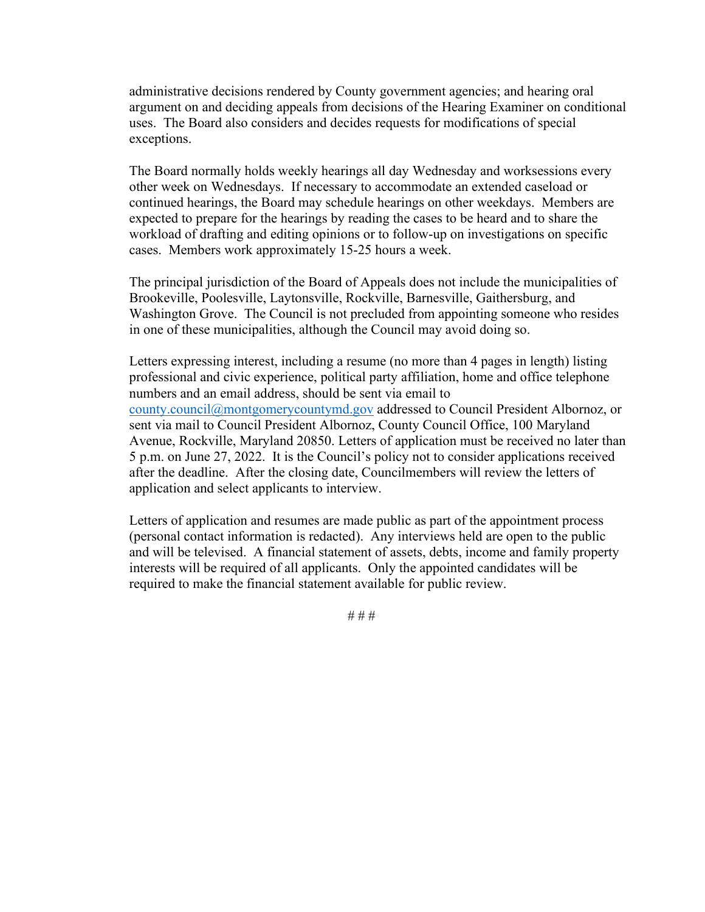administrative decisions rendered by County government agencies; and hearing oral argument on and deciding appeals from decisions of the Hearing Examiner on conditional uses. The Board also considers and decides requests for modifications of special exceptions.

The Board normally holds weekly hearings all day Wednesday and worksessions every other week on Wednesdays. If necessary to accommodate an extended caseload or continued hearings, the Board may schedule hearings on other weekdays. Members are expected to prepare for the hearings by reading the cases to be heard and to share the workload of drafting and editing opinions or to follow-up on investigations on specific cases. Members work approximately 15-25 hours a week.

The principal jurisdiction of the Board of Appeals does not include the municipalities of Brookeville, Poolesville, Laytonsville, Rockville, Barnesville, Gaithersburg, and Washington Grove. The Council is not precluded from appointing someone who resides in one of these municipalities, although the Council may avoid doing so.

Letters expressing interest, including a resume (no more than 4 pages in length) listing professional and civic experience, political party affiliation, home and office telephone numbers and an email address, should be sent via email to county.council@montgomerycountymd.gov addressed to Council President Albornoz, or sent via mail to Council President Albornoz, County Council Office, 100 Maryland Avenue, Rockville, Maryland 20850. Letters of application must be received no later than 5 p.m. on June 27, 2022. It is the Council's policy not to consider applications received after the deadline. After the closing date, Councilmembers will review the letters of application and select applicants to interview.

Letters of application and resumes are made public as part of the appointment process (personal contact information is redacted). Any interviews held are open to the public and will be televised. A financial statement of assets, debts, income and family property interests will be required of all applicants. Only the appointed candidates will be required to make the financial statement available for public review.

# # #